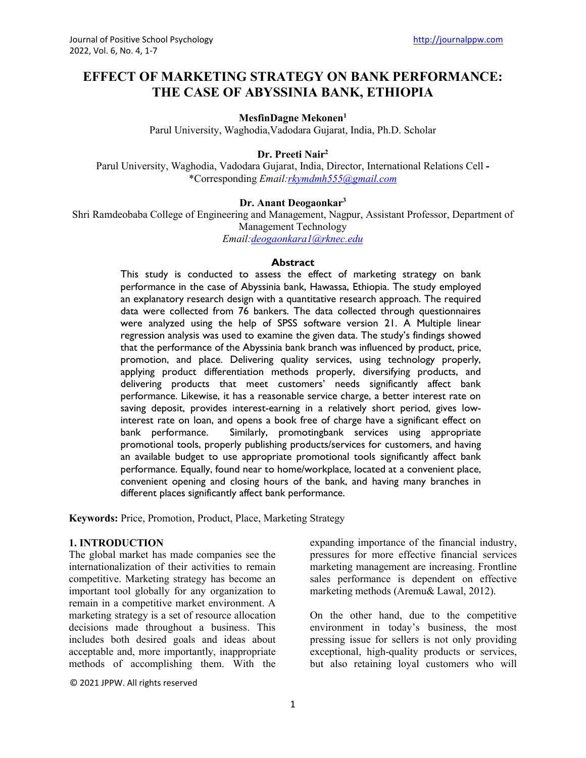# EFFECT OF MARKETING STRATEGY ON BANK PERFORMANCE: THE CASE OF ABYSSINIA BANK, ETHIOPIA

**MesfinDagne Mekonen[1]**
Parul University, Waghodia,Vadodara Gujarat, India, Ph.D. Scholar

**Dr. Preeti Nair[2]**
Parul University, Waghodia, Vadodara Gujarat, India, Director, International Relations Cell -
*Corresponding *Email:rkymdmh555@gmail.com*

**Dr. Anant Deogaonkar[3]**
Shri Ramdeobaba College of Engineering and Management, Nagpur, Assistant Professor, Department of Management Technology
*Email:deogaonkara1@rknec.edu*

## Abstract

This study is conducted to assess the effect of marketing strategy on bank performance in the case of Abyssinia bank, Hawassa, Ethiopia. The study employed an explanatory research design with a quantitative research approach. The required data were collected from 76 bankers. The data collected through questionnaires were analyzed using the help of SPSS software version 21. A Multiple linear regression analysis was used to examine the given data. The study's findings showed that the performance of the Abyssinia bank branch was influenced by product, price, promotion, and place. Delivering quality services, using technology properly, applying product differentiation methods properly, diversifying products, and delivering products that meet customers' needs significantly affect bank performance. Likewise, it has a reasonable service charge, a better interest rate on saving deposit, provides interest-earning in a relatively short period, gives low-interest rate on loan, and opens a book free of charge have a significant effect on bank performance. Similarly, promotingbank services using appropriate promotional tools, properly publishing products/services for customers, and having an available budget to use appropriate promotional tools significantly affect bank performance. Equally, found near to home/workplace, located at a convenient place, convenient opening and closing hours of the bank, and having many branches in different places significantly affect bank performance.

**Keywords:** Price, Promotion, Product, Place, Marketing Strategy

## 1. INTRODUCTION

The global market has made companies see the internationalization of their activities to remain competitive. Marketing strategy has become an important tool globally for any organization to remain in a competitive market environment. A marketing strategy is a set of resource allocation decisions made throughout a business. This includes both desired goals and ideas about acceptable and, more importantly, inappropriate methods of accomplishing them. With the expanding importance of the financial industry, pressures for more effective financial services marketing management are increasing. Frontline sales performance is dependent on effective marketing methods (Aremu& Lawal, 2012).

On the other hand, due to the competitive environment in today's business, the most pressing issue for sellers is not only providing exceptional, high-quality products or services, but also retaining loyal customers who will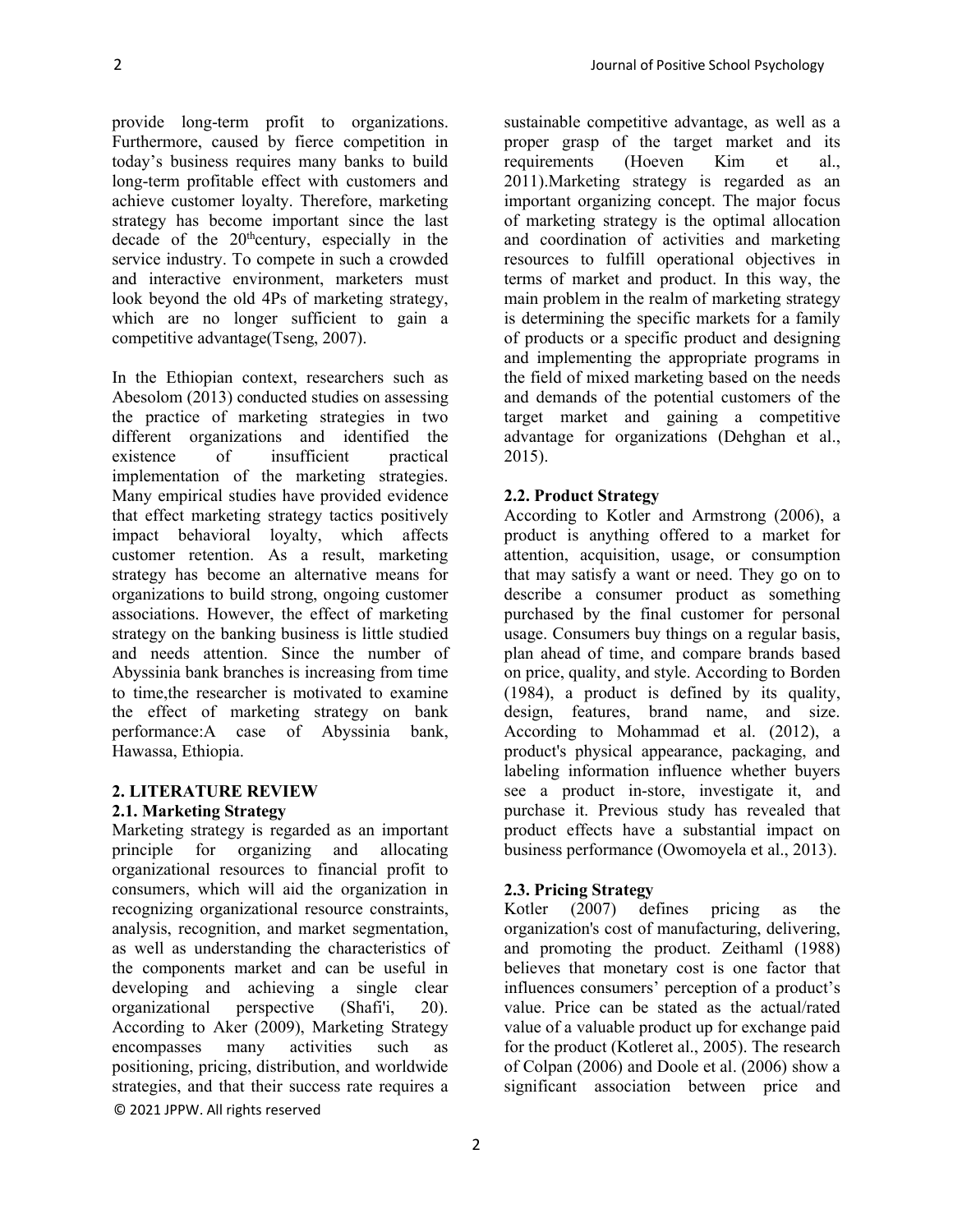provide long-term profit to organizations. Furthermore, caused by fierce competition in today's business requires many banks to build long-term profitable effect with customers and achieve customer loyalty. Therefore, marketing strategy has become important since the last decade of the 20thcentury, especially in the service industry. To compete in such a crowded and interactive environment, marketers must look beyond the old 4Ps of marketing strategy, which are no longer sufficient to gain a competitive advantage(Tseng, 2007).

In the Ethiopian context, researchers such as Abesolom (2013) conducted studies on assessing the practice of marketing strategies in two different organizations and identified the existence of insufficient practical implementation of the marketing strategies. Many empirical studies have provided evidence that effect marketing strategy tactics positively impact behavioral loyalty, which affects customer retention. As a result, marketing strategy has become an alternative means for organizations to build strong, ongoing customer associations. However, the effect of marketing strategy on the banking business is little studied and needs attention. Since the number of Abyssinia bank branches is increasing from time to time,the researcher is motivated to examine the effect of marketing strategy on bank performance:A case of Abyssinia bank, Hawassa, Ethiopia.

## 2. LITERATURE REVIEW

### 2.1. Marketing Strategy

Marketing strategy is regarded as an important principle for organizing and allocating organizational resources to financial profit to consumers, which will aid the organization in recognizing organizational resource constraints, analysis, recognition, and market segmentation, as well as understanding the characteristics of the components market and can be useful in developing and achieving a single clear organizational perspective (Shafi'i, 20). According to Aker (2009), Marketing Strategy encompasses many activities such as positioning, pricing, distribution, and worldwide strategies, and that their success rate requires a sustainable competitive advantage, as well as a proper grasp of the target market and its requirements (Hoeven Kim et al., 2011).Marketing strategy is regarded as an important organizing concept. The major focus of marketing strategy is the optimal allocation and coordination of activities and marketing resources to fulfill operational objectives in terms of market and product. In this way, the main problem in the realm of marketing strategy is determining the specific markets for a family of products or a specific product and designing and implementing the appropriate programs in the field of mixed marketing based on the needs and demands of the potential customers of the target market and gaining a competitive advantage for organizations (Dehghan et al., 2015).

### 2.2. Product Strategy

According to Kotler and Armstrong (2006), a product is anything offered to a market for attention, acquisition, usage, or consumption that may satisfy a want or need. They go on to describe a consumer product as something purchased by the final customer for personal usage. Consumers buy things on a regular basis, plan ahead of time, and compare brands based on price, quality, and style. According to Borden (1984), a product is defined by its quality, design, features, brand name, and size. According to Mohammad et al. (2012), a product's physical appearance, packaging, and labeling information influence whether buyers see a product in-store, investigate it, and purchase it. Previous study has revealed that product effects have a substantial impact on business performance (Owomoyela et al., 2013).

### 2.3. Pricing Strategy

Kotler (2007) defines pricing as the organization's cost of manufacturing, delivering, and promoting the product. Zeithaml (1988) believes that monetary cost is one factor that influences consumers' perception of a product's value. Price can be stated as the actual/rated value of a valuable product up for exchange paid for the product (Kotleret al., 2005). The research of Colpan (2006) and Doole et al. (2006) show a significant association between price and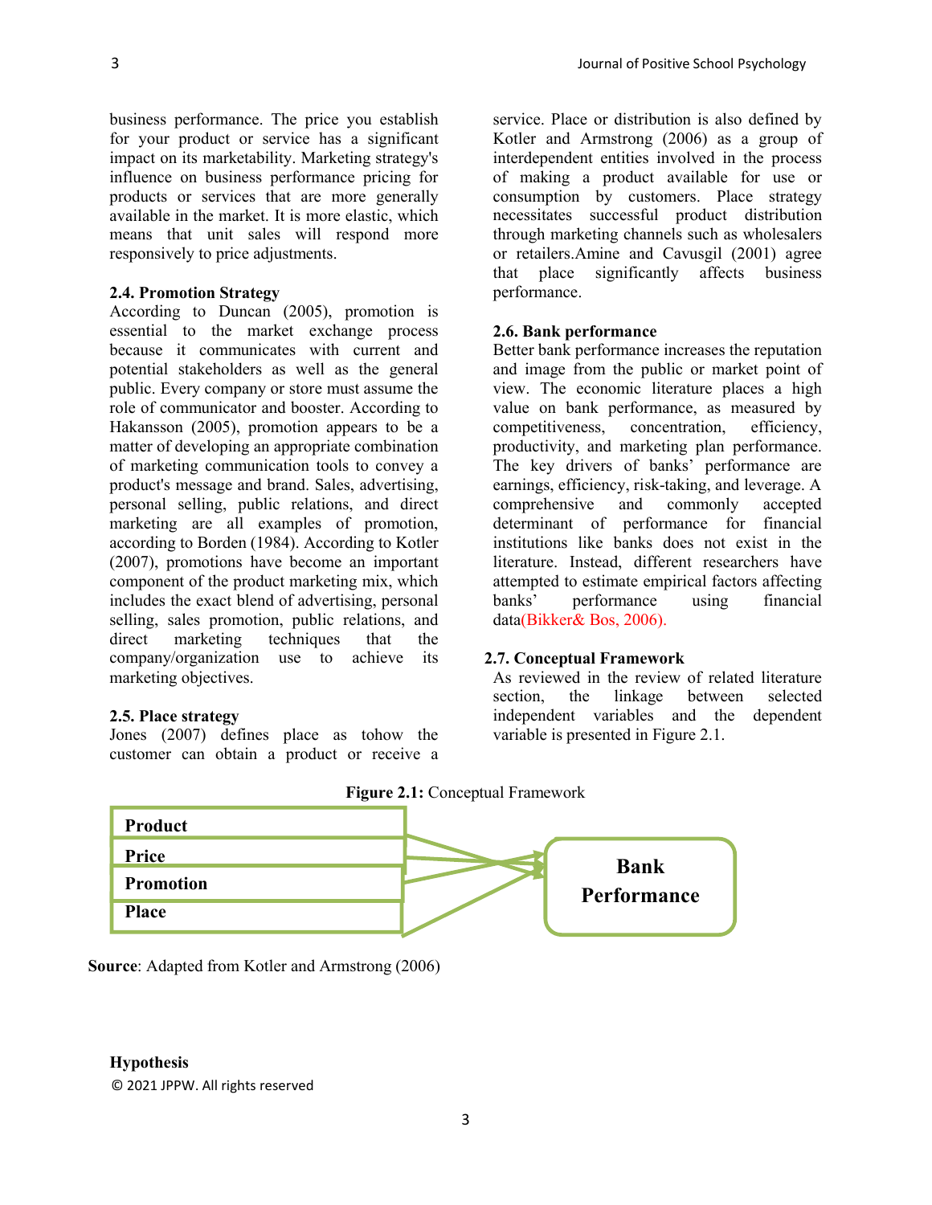business performance. The price you establish for your product or service has a significant impact on its marketability. Marketing strategy's influence on business performance pricing for products or services that are more generally available in the market. It is more elastic, which means that unit sales will respond more responsively to price adjustments.

### 2.4. Promotion Strategy

According to Duncan (2005), promotion is essential to the market exchange process because it communicates with current and potential stakeholders as well as the general public. Every company or store must assume the role of communicator and booster. According to Hakansson (2005), promotion appears to be a matter of developing an appropriate combination of marketing communication tools to convey a product's message and brand. Sales, advertising, personal selling, public relations, and direct marketing are all examples of promotion, according to Borden (1984). According to Kotler (2007), promotions have become an important component of the product marketing mix, which includes the exact blend of advertising, personal selling, sales promotion, public relations, and direct marketing techniques that the company/organization use to achieve its marketing objectives.

### 2.5. Place strategy

Jones (2007) defines place as tohow the customer can obtain a product or receive a service. Place or distribution is also defined by Kotler and Armstrong (2006) as a group of interdependent entities involved in the process of making a product available for use or consumption by customers. Place strategy necessitates successful product distribution through marketing channels such as wholesalers or retailers.Amine and Cavusgil (2001) agree that place significantly affects business performance.

### 2.6. Bank performance

Better bank performance increases the reputation and image from the public or market point of view. The economic literature places a high value on bank performance, as measured by competitiveness, concentration, efficiency, productivity, and marketing plan performance. The key drivers of banks' performance are earnings, efficiency, risk-taking, and leverage. A comprehensive and commonly accepted determinant of performance for financial institutions like banks does not exist in the literature. Instead, different researchers have attempted to estimate empirical factors affecting banks' performance using financial data(Bikker& Bos, 2006).

### 2.7. Conceptual Framework

As reviewed in the review of related literature section, the linkage between selected independent variables and the dependent variable is presented in Figure 2.1.

**Figure 2.1:** Conceptual Framework

Product, Price, Promotion, Place → Bank Performance

**Source**: Adapted from Kotler and Armstrong (2006)

**Hypothesis**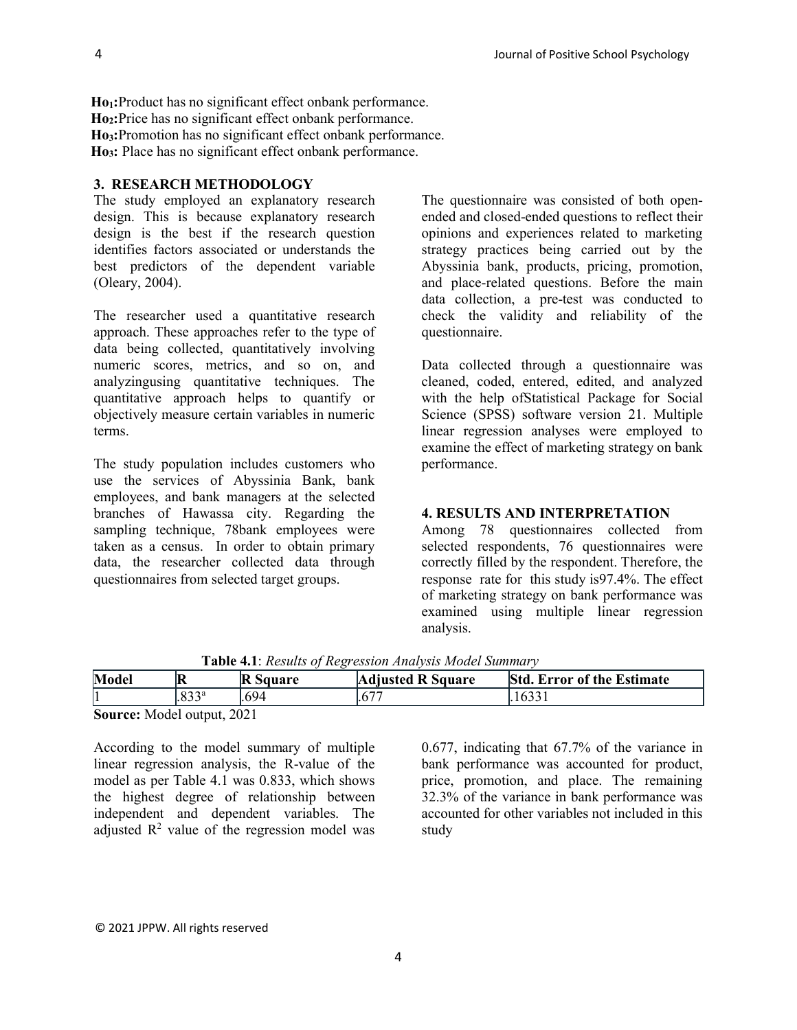$Ho_1$:Product has no significant effect onbank performance.
$Ho_2$:Price has no significant effect onbank performance.
$Ho_3$:Promotion has no significant effect onbank performance.
$Ho_3$: Place has no significant effect onbank performance.

## 3. RESEARCH METHODOLOGY

The study employed an explanatory research design. This is because explanatory research design is the best if the research question identifies factors associated or understands the best predictors of the dependent variable (Oleary, 2004).

The researcher used a quantitative research approach. These approaches refer to the type of data being collected, quantitatively involving numeric scores, metrics, and so on, and analyzingusing quantitative techniques. The quantitative approach helps to quantify or objectively measure certain variables in numeric terms.

The study population includes customers who use the services of Abyssinia Bank, bank employees, and bank managers at the selected branches of Hawassa city. Regarding the sampling technique, 78bank employees were taken as a census. In order to obtain primary data, the researcher collected data through questionnaires from selected target groups.

The questionnaire was consisted of both open-ended and closed-ended questions to reflect their opinions and experiences related to marketing strategy practices being carried out by the Abyssinia bank, products, pricing, promotion, and place-related questions. Before the main data collection, a pre-test was conducted to check the validity and reliability of the questionnaire.

Data collected through a questionnaire was cleaned, coded, entered, edited, and analyzed with the help ofStatistical Package for Social Science (SPSS) software version 21. Multiple linear regression analyses were employed to examine the effect of marketing strategy on bank performance.

## 4. RESULTS AND INTERPRETATION

Among 78 questionnaires collected from selected respondents, 76 questionnaires were correctly filled by the respondent. Therefore, the response rate for this study is97.4%. The effect of marketing strategy on bank performance was examined using multiple linear regression analysis.

**Table 4.1**: *Results of Regression Analysis Model Summary*

| Model | R | R Square | Adjusted R Square | Std. Error of the Estimate |
|---|---|---|---|---|
| 1 | .833[a] | .694 | .677 | .16331 |

**Source:** Model output, 2021

According to the model summary of multiple linear regression analysis, the R-value of the model as per Table 4.1 was 0.833, which shows the highest degree of relationship between independent and dependent variables. The adjusted $R^2$ value of the regression model was 0.677, indicating that 67.7% of the variance in bank performance was accounted for product, price, promotion, and place. The remaining 32.3% of the variance in bank performance was accounted for other variables not included in this study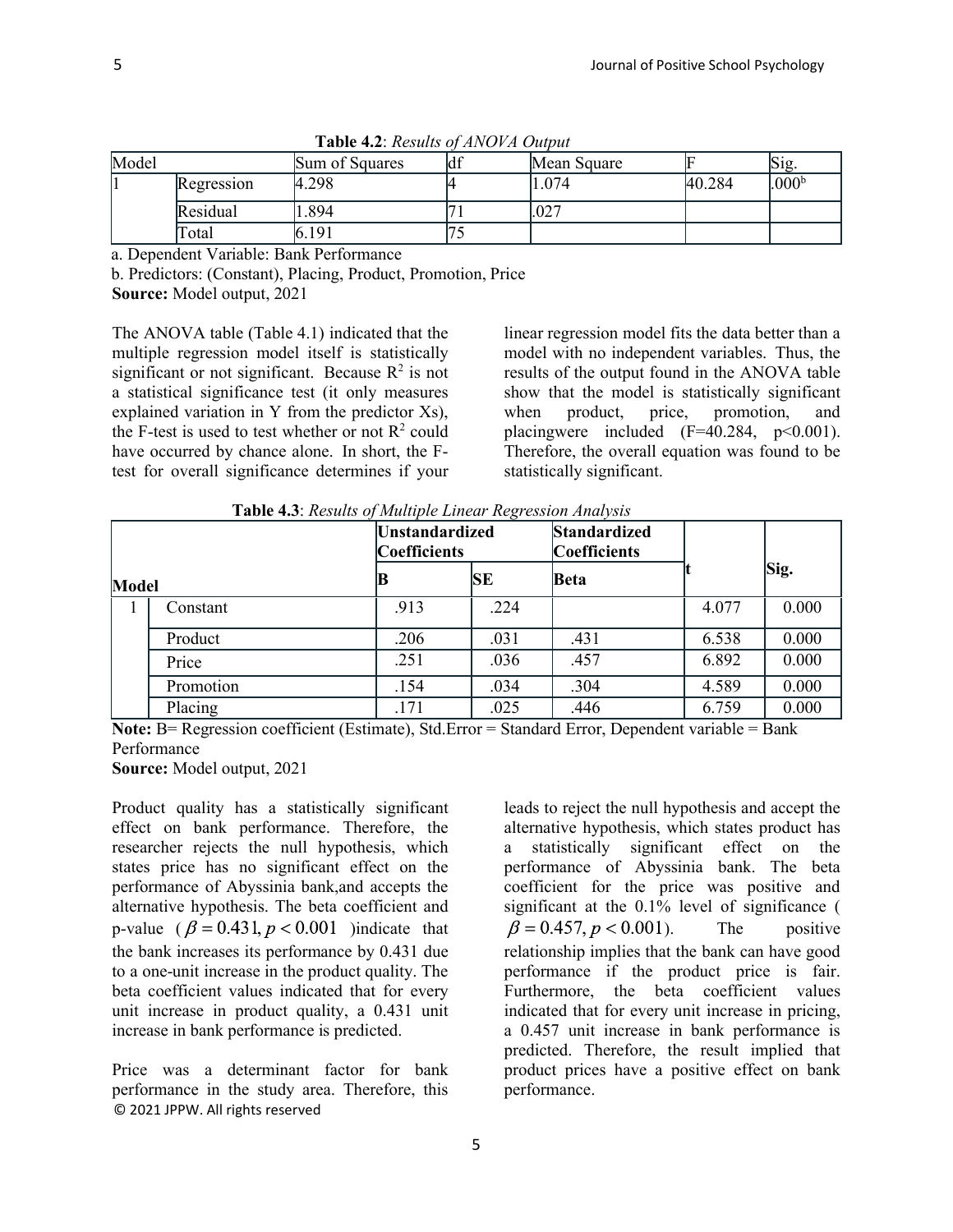**Table 4.2**: *Results of ANOVA Output*

| Model | | Sum of Squares | df | Mean Square | F | Sig. |
|---|---|---|---|---|---|---|
| 1 | Regression | 4.298 | 4 | 1.074 | 40.284 | .000[b] |
| | Residual | 1.894 | 71 | .027 | | |
| | Total | 6.191 | 75 | | | |

a. Dependent Variable: Bank Performance
b. Predictors: (Constant), Placing, Product, Promotion, Price
**Source:** Model output, 2021

The ANOVA table (Table 4.1) indicated that the multiple regression model itself is statistically significant or not significant. Because $R^2$ is not a statistical significance test (it only measures explained variation in Y from the predictor Xs), the F-test is used to test whether or not $R^2$ could have occurred by chance alone. In short, the F-test for overall significance determines if your linear regression model fits the data better than a model with no independent variables. Thus, the results of the output found in the ANOVA table show that the model is statistically significant when product, price, promotion, and placingwere included ($F=40.284$, $p<0.001$). Therefore, the overall equation was found to be statistically significant.

**Table 4.3**: *Results of Multiple Linear Regression Analysis*

| Model | | Unstandardized Coefficients | | Standardized Coefficients | t | Sig. |
|---|---|---|---|---|---|---|
| | | B | SE | Beta | | |
| 1 | Constant | .913 | .224 | | 4.077 | 0.000 |
| | Product | .206 | .031 | .431 | 6.538 | 0.000 |
| | Price | .251 | .036 | .457 | 6.892 | 0.000 |
| | Promotion | .154 | .034 | .304 | 4.589 | 0.000 |
| | Placing | .171 | .025 | .446 | 6.759 | 0.000 |

**Note:** B= Regression coefficient (Estimate), Std.Error = Standard Error, Dependent variable = Bank Performance
**Source:** Model output, 2021

Product quality has a statistically significant effect on bank performance. Therefore, the researcher rejects the null hypothesis, which states price has no significant effect on the performance of Abyssinia bank,and accepts the alternative hypothesis. The beta coefficient and p-value ( $\beta = 0.431, p < 0.001$ )indicate that the bank increases its performance by 0.431 due to a one-unit increase in the product quality. The beta coefficient values indicated that for every unit increase in product quality, a 0.431 unit increase in bank performance is predicted.

Price was a determinant factor for bank performance in the study area. Therefore, this leads to reject the null hypothesis and accept the alternative hypothesis, which states product has a statistically significant effect on the performance of Abyssinia bank. The beta coefficient for the price was positive and significant at the 0.1% level of significance ( $\beta = 0.457, p < 0.001$). The positive relationship implies that the bank can have good performance if the product price is fair. Furthermore, the beta coefficient values indicated that for every unit increase in pricing, a 0.457 unit increase in bank performance is predicted. Therefore, the result implied that product prices have a positive effect on bank performance.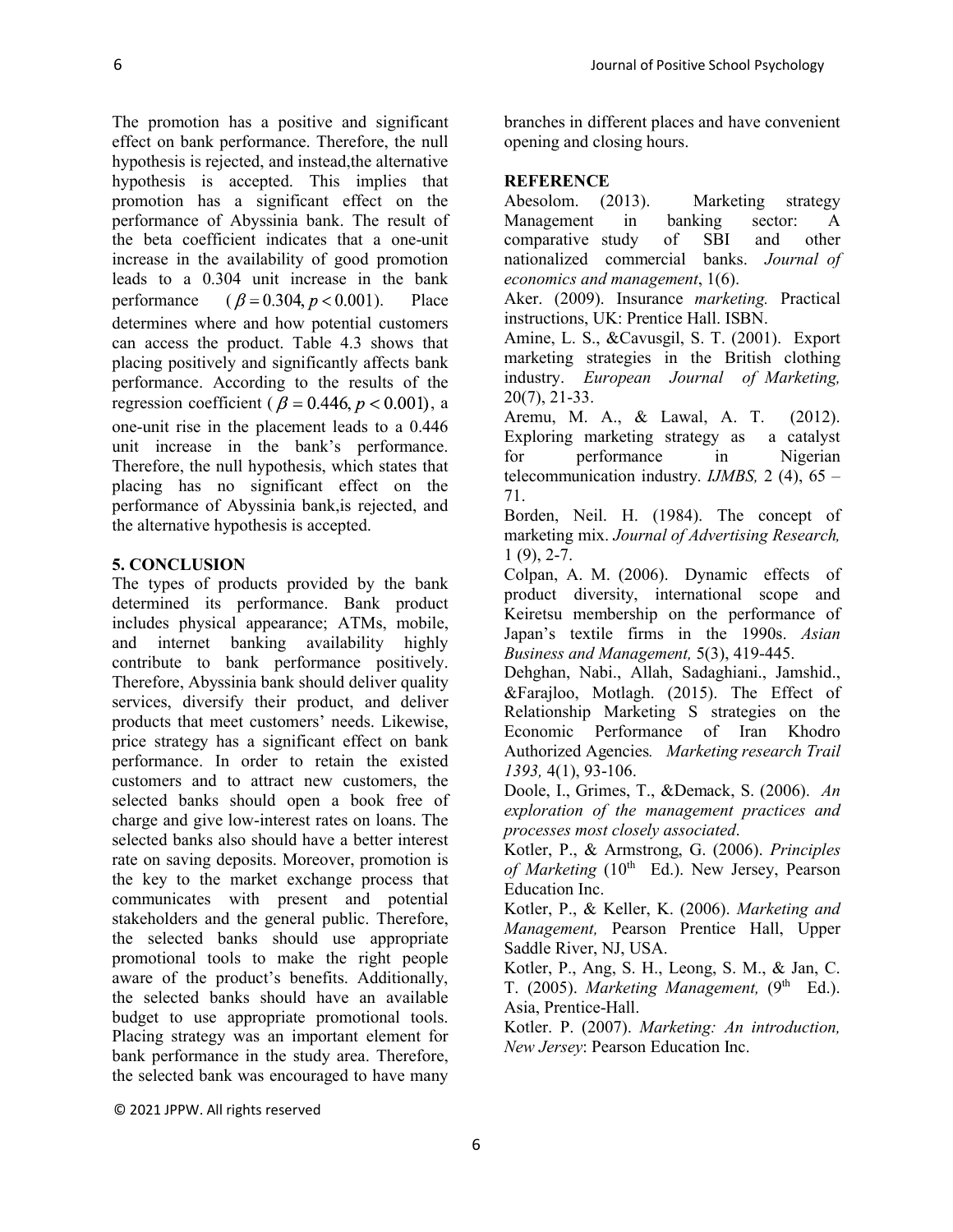The promotion has a positive and significant effect on bank performance. Therefore, the null hypothesis is rejected, and instead,the alternative hypothesis is accepted. This implies that promotion has a significant effect on the performance of Abyssinia bank. The result of the beta coefficient indicates that a one-unit increase in the availability of good promotion leads to a 0.304 unit increase in the bank performance ($\beta = 0.304, p < 0.001$). Place determines where and how potential customers can access the product. Table 4.3 shows that placing positively and significantly affects bank performance. According to the results of the regression coefficient ($\beta = 0.446, p < 0.001$), a one-unit rise in the placement leads to a 0.446 unit increase in the bank's performance. Therefore, the null hypothesis, which states that placing has no significant effect on the performance of Abyssinia bank,is rejected, and the alternative hypothesis is accepted.

## 5. CONCLUSION

The types of products provided by the bank determined its performance. Bank product includes physical appearance; ATMs, mobile, and internet banking availability highly contribute to bank performance positively. Therefore, Abyssinia bank should deliver quality services, diversify their product, and deliver products that meet customers' needs. Likewise, price strategy has a significant effect on bank performance. In order to retain the existed customers and to attract new customers, the selected banks should open a book free of charge and give low-interest rates on loans. The selected banks also should have a better interest rate on saving deposits. Moreover, promotion is the key to the market exchange process that communicates with present and potential stakeholders and the general public. Therefore, the selected banks should use appropriate promotional tools to make the right people aware of the product's benefits. Additionally, the selected banks should have an available budget to use appropriate promotional tools. Placing strategy was an important element for bank performance in the study area. Therefore, the selected bank was encouraged to have many branches in different places and have convenient opening and closing hours.

## REFERENCE

Abesolom. (2013). Marketing strategy Management in banking sector: A comparative study of SBI and other nationalized commercial banks. *Journal of economics and management*, 1(6).

Aker. (2009). Insurance *marketing.* Practical instructions, UK: Prentice Hall. ISBN.

Amine, L. S., &Cavusgil, S. T. (2001). Export marketing strategies in the British clothing industry. *European Journal of Marketing,* 20(7), 21-33.

Aremu, M. A., & Lawal, A. T. (2012). Exploring marketing strategy as a catalyst for performance in Nigerian telecommunication industry. *IJMBS,* 2 (4), 65 – 71.

Borden, Neil. H. (1984). The concept of marketing mix. *Journal of Advertising Research,* 1 (9), 2-7.

Colpan, A. M. (2006). Dynamic effects of product diversity, international scope and Keiretsu membership on the performance of Japan's textile firms in the 1990s. *Asian Business and Management,* 5(3), 419-445.

Dehghan, Nabi., Allah, Sadaghiani., Jamshid., &Farajloo, Motlagh. (2015). The Effect of Relationship Marketing S strategies on the Economic Performance of Iran Khodro Authorized Agencies*. Marketing research Trail 1393,* 4(1), 93-106.

Doole, I., Grimes, T., &Demack, S. (2006). *An exploration of the management practices and processes most closely associated*.

Kotler, P., & Armstrong, G. (2006). *Principles of Marketing* (10th Ed.). New Jersey, Pearson Education Inc.

Kotler, P., & Keller, K. (2006). *Marketing and Management,* Pearson Prentice Hall, Upper Saddle River, NJ, USA.

Kotler, P., Ang, S. H., Leong, S. M., & Jan, C. T. (2005). *Marketing Management,* (9th Ed.). Asia, Prentice-Hall.

Kotler. P. (2007). *Marketing: An introduction, New Jersey*: Pearson Education Inc.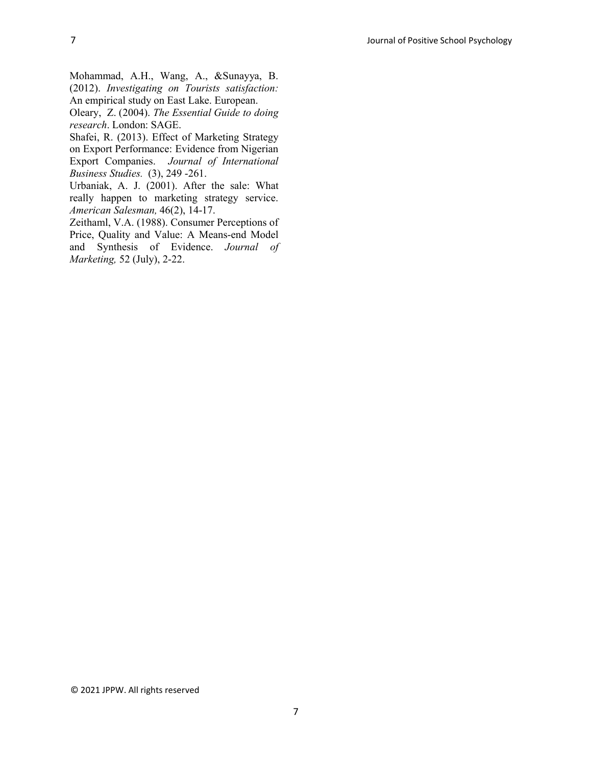Mohammad, A.H., Wang, A., &Sunayya, B. (2012). *Investigating on Tourists satisfaction:* An empirical study on East Lake. European.

Oleary, Z. (2004). *The Essential Guide to doing research*. London: SAGE.

Shafei, R. (2013). Effect of Marketing Strategy on Export Performance: Evidence from Nigerian Export Companies. *Journal of International Business Studies.* (3), 249 -261.

Urbaniak, A. J. (2001). After the sale: What really happen to marketing strategy service. *American Salesman,* 46(2), 14-17.

Zeithaml, V.A. (1988). Consumer Perceptions of Price, Quality and Value: A Means-end Model and Synthesis of Evidence. *Journal of Marketing,* 52 (July), 2-22.